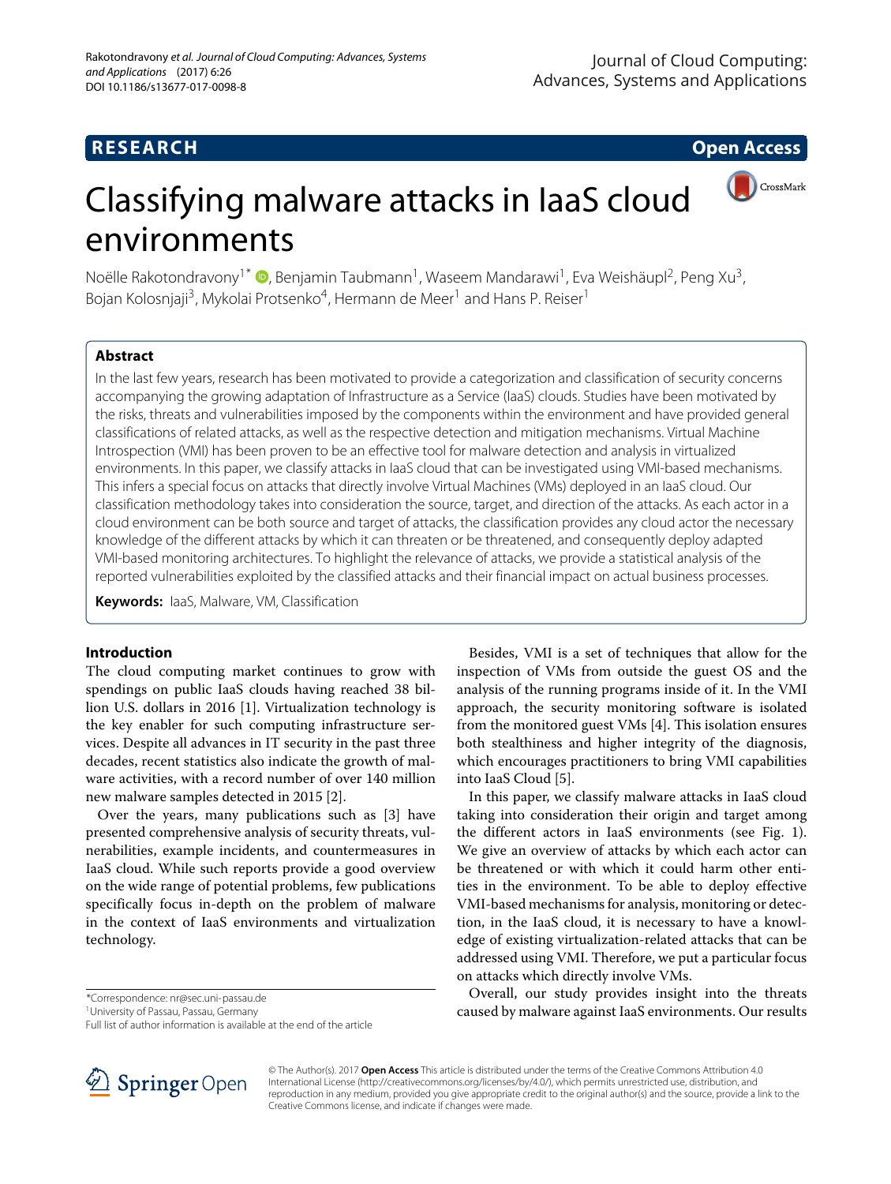**RESEARCH** **Open Access**

# Classifying malware attacks in IaaS cloud environments

Noëlle Rakotondravony[1*], Benjamin Taubmann[1], Waseem Mandarawi[1], Eva Weishäupl[2], Peng Xu[3], Bojan Kolosnjaji[3], Mykolai Protsenko[4], Hermann de Meer[1] and Hans P. Reiser[1]

## Abstract

In the last few years, research has been motivated to provide a categorization and classification of security concerns accompanying the growing adaptation of Infrastructure as a Service (IaaS) clouds. Studies have been motivated by the risks, threats and vulnerabilities imposed by the components within the environment and have provided general classifications of related attacks, as well as the respective detection and mitigation mechanisms. Virtual Machine Introspection (VMI) has been proven to be an effective tool for malware detection and analysis in virtualized environments. In this paper, we classify attacks in IaaS cloud that can be investigated using VMI-based mechanisms. This infers a special focus on attacks that directly involve Virtual Machines (VMs) deployed in an IaaS cloud. Our classification methodology takes into consideration the source, target, and direction of the attacks. As each actor in a cloud environment can be both source and target of attacks, the classification provides any cloud actor the necessary knowledge of the different attacks by which it can threaten or be threatened, and consequently deploy adapted VMI-based monitoring architectures. To highlight the relevance of attacks, we provide a statistical analysis of the reported vulnerabilities exploited by the classified attacks and their financial impact on actual business processes.

**Keywords:** IaaS, Malware, VM, Classification

## Introduction

The cloud computing market continues to grow with spendings on public IaaS clouds having reached 38 billion U.S. dollars in 2016 [1]. Virtualization technology is the key enabler for such computing infrastructure services. Despite all advances in IT security in the past three decades, recent statistics also indicate the growth of malware activities, with a record number of over 140 million new malware samples detected in 2015 [2].

Over the years, many publications such as [3] have presented comprehensive analysis of security threats, vulnerabilities, example incidents, and countermeasures in IaaS cloud. While such reports provide a good overview on the wide range of potential problems, few publications specifically focus in-depth on the problem of malware in the context of IaaS environments and virtualization technology.

Besides, VMI is a set of techniques that allow for the inspection of VMs from outside the guest OS and the analysis of the running programs inside of it. In the VMI approach, the security monitoring software is isolated from the monitored guest VMs [4]. This isolation ensures both stealthiness and higher integrity of the diagnosis, which encourages practitioners to bring VMI capabilities into IaaS Cloud [5].

In this paper, we classify malware attacks in IaaS cloud taking into consideration their origin and target among the different actors in IaaS environments (see Fig. 1). We give an overview of attacks by which each actor can be threatened or with which it could harm other entities in the environment. To be able to deploy effective VMI-based mechanisms for analysis, monitoring or detection, in the IaaS cloud, it is necessary to have a knowledge of existing virtualization-related attacks that can be addressed using VMI. Therefore, we put a particular focus on attacks which directly involve VMs.

Overall, our study provides insight into the threats caused by malware against IaaS environments. Our results

*Correspondence: nr@sec.uni-passau.de
[1]University of Passau, Passau, Germany
Full list of author information is available at the end of the article

© The Author(s). 2017 **Open Access** This article is distributed under the terms of the Creative Commons Attribution 4.0 International License (http://creativecommons.org/licenses/by/4.0/), which permits unrestricted use, distribution, and reproduction in any medium, provided you give appropriate credit to the original author(s) and the source, provide a link to the Creative Commons license, and indicate if changes were made.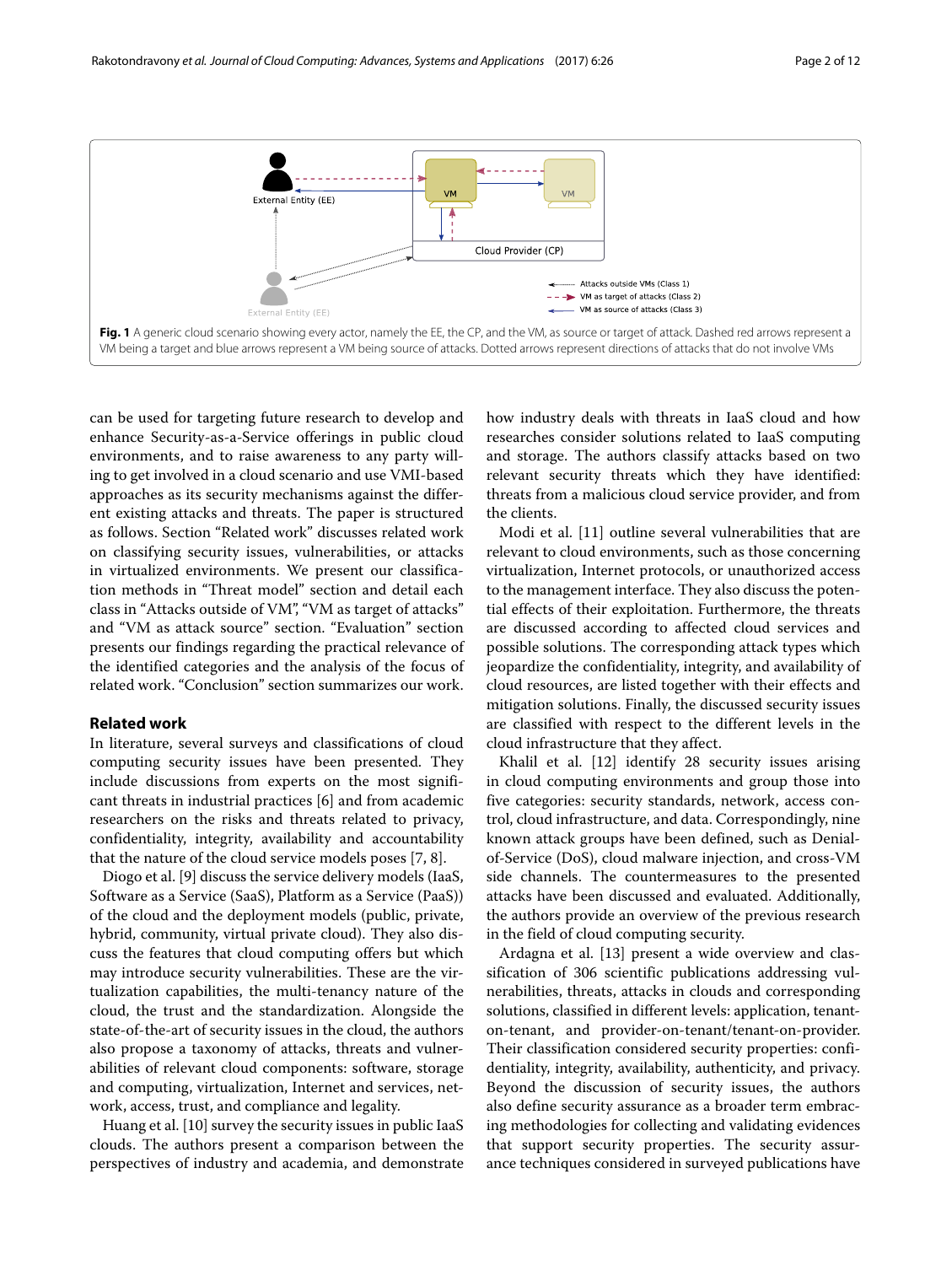External Entity (EE)

VM

VM

Cloud Provider (CP)

External Entity (EE)

Attacks outside VMs (Class 1)

VM as target of attacks (Class 2)

VM as source of attacks (Class 3)

**Fig. 1** A generic cloud scenario showing every actor, namely the EE, the CP, and the VM, as source or target of attack. Dashed red arrows represent a VM being a target and blue arrows represent a VM being source of attacks. Dotted arrows represent directions of attacks that do not involve VMs

can be used for targeting future research to develop and enhance Security-as-a-Service offerings in public cloud environments, and to raise awareness to any party willing to get involved in a cloud scenario and use VMI-based approaches as its security mechanisms against the different existing attacks and threats. The paper is structured as follows. Section "Related work" discusses related work on classifying security issues, vulnerabilities, or attacks in virtualized environments. We present our classification methods in "Threat model" section and detail each class in "Attacks outside of VM", "VM as target of attacks" and "VM as attack source" section. "Evaluation" section presents our findings regarding the practical relevance of the identified categories and the analysis of the focus of related work. "Conclusion" section summarizes our work.

## Related work

In literature, several surveys and classifications of cloud computing security issues have been presented. They include discussions from experts on the most significant threats in industrial practices [6] and from academic researchers on the risks and threats related to privacy, confidentiality, integrity, availability and accountability that the nature of the cloud service models poses [7, 8].

Diogo et al. [9] discuss the service delivery models (IaaS, Software as a Service (SaaS), Platform as a Service (PaaS)) of the cloud and the deployment models (public, private, hybrid, community, virtual private cloud). They also discuss the features that cloud computing offers but which may introduce security vulnerabilities. These are the virtualization capabilities, the multi-tenancy nature of the cloud, the trust and the standardization. Alongside the state-of-the-art of security issues in the cloud, the authors also propose a taxonomy of attacks, threats and vulnerabilities of relevant cloud components: software, storage and computing, virtualization, Internet and services, network, access, trust, and compliance and legality.

Huang et al. [10] survey the security issues in public IaaS clouds. The authors present a comparison between the perspectives of industry and academia, and demonstrate how industry deals with threats in IaaS cloud and how researches consider solutions related to IaaS computing and storage. The authors classify attacks based on two relevant security threats which they have identified: threats from a malicious cloud service provider, and from the clients.

Modi et al. [11] outline several vulnerabilities that are relevant to cloud environments, such as those concerning virtualization, Internet protocols, or unauthorized access to the management interface. They also discuss the potential effects of their exploitation. Furthermore, the threats are discussed according to affected cloud services and possible solutions. The corresponding attack types which jeopardize the confidentiality, integrity, and availability of cloud resources, are listed together with their effects and mitigation solutions. Finally, the discussed security issues are classified with respect to the different levels in the cloud infrastructure that they affect.

Khalil et al. [12] identify 28 security issues arising in cloud computing environments and group those into five categories: security standards, network, access control, cloud infrastructure, and data. Correspondingly, nine known attack groups have been defined, such as Denial-of-Service (DoS), cloud malware injection, and cross-VM side channels. The countermeasures to the presented attacks have been discussed and evaluated. Additionally, the authors provide an overview of the previous research in the field of cloud computing security.

Ardagna et al. [13] present a wide overview and classification of 306 scientific publications addressing vulnerabilities, threats, attacks in clouds and corresponding solutions, classified in different levels: application, tenant-on-tenant, and provider-on-tenant/tenant-on-provider. Their classification considered security properties: confidentiality, integrity, availability, authenticity, and privacy. Beyond the discussion of security issues, the authors also define security assurance as a broader term embracing methodologies for collecting and validating evidences that support security properties. The security assurance techniques considered in surveyed publications have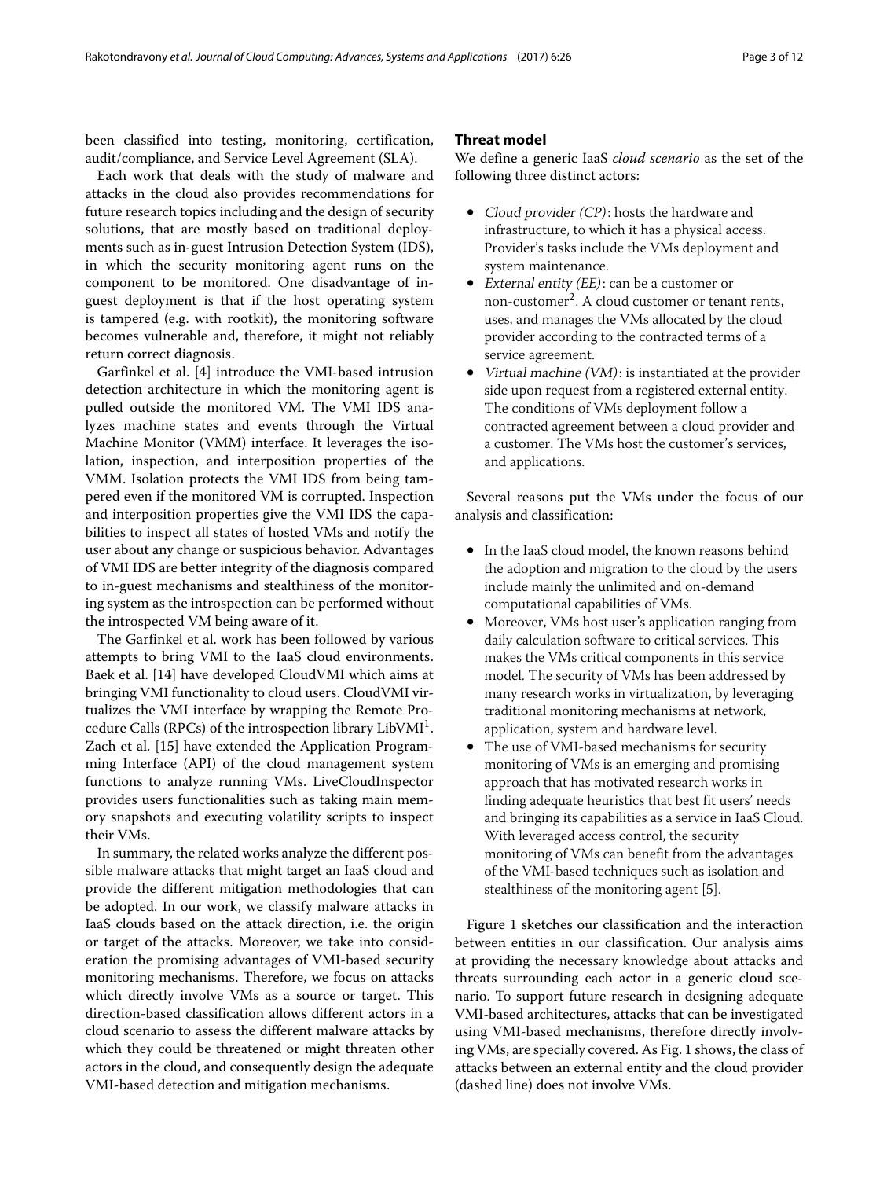been classified into testing, monitoring, certification, audit/compliance, and Service Level Agreement (SLA).

Each work that deals with the study of malware and attacks in the cloud also provides recommendations for future research topics including and the design of security solutions, that are mostly based on traditional deployments such as in-guest Intrusion Detection System (IDS), in which the security monitoring agent runs on the component to be monitored. One disadvantage of in-guest deployment is that if the host operating system is tampered (e.g. with rootkit), the monitoring software becomes vulnerable and, therefore, it might not reliably return correct diagnosis.

Garfinkel et al. [4] introduce the VMI-based intrusion detection architecture in which the monitoring agent is pulled outside the monitored VM. The VMI IDS analyzes machine states and events through the Virtual Machine Monitor (VMM) interface. It leverages the isolation, inspection, and interposition properties of the VMM. Isolation protects the VMI IDS from being tampered even if the monitored VM is corrupted. Inspection and interposition properties give the VMI IDS the capabilities to inspect all states of hosted VMs and notify the user about any change or suspicious behavior. Advantages of VMI IDS are better integrity of the diagnosis compared to in-guest mechanisms and stealthiness of the monitoring system as the introspection can be performed without the introspected VM being aware of it.

The Garfinkel et al. work has been followed by various attempts to bring VMI to the IaaS cloud environments. Baek et al. [14] have developed CloudVMI which aims at bringing VMI functionality to cloud users. CloudVMI virtualizes the VMI interface by wrapping the Remote Procedure Calls (RPCs) of the introspection library LibVMI[1]. Zach et al. [15] have extended the Application Programming Interface (API) of the cloud management system functions to analyze running VMs. LiveCloudInspector provides users functionalities such as taking main memory snapshots and executing volatility scripts to inspect their VMs.

In summary, the related works analyze the different possible malware attacks that might target an IaaS cloud and provide the different mitigation methodologies that can be adopted. In our work, we classify malware attacks in IaaS clouds based on the attack direction, i.e. the origin or target of the attacks. Moreover, we take into consideration the promising advantages of VMI-based security monitoring mechanisms. Therefore, we focus on attacks which directly involve VMs as a source or target. This direction-based classification allows different actors in a cloud scenario to assess the different malware attacks by which they could be threatened or might threaten other actors in the cloud, and consequently design the adequate VMI-based detection and mitigation mechanisms.

## Threat model

We define a generic IaaS *cloud scenario* as the set of the following three distinct actors:

- *Cloud provider (CP)*: hosts the hardware and infrastructure, to which it has a physical access. Provider's tasks include the VMs deployment and system maintenance.
- *External entity (EE)*: can be a customer or non-customer[2]. A cloud customer or tenant rents, uses, and manages the VMs allocated by the cloud provider according to the contracted terms of a service agreement.
- *Virtual machine (VM)*: is instantiated at the provider side upon request from a registered external entity. The conditions of VMs deployment follow a contracted agreement between a cloud provider and a customer. The VMs host the customer's services, and applications.

Several reasons put the VMs under the focus of our analysis and classification:

- In the IaaS cloud model, the known reasons behind the adoption and migration to the cloud by the users include mainly the unlimited and on-demand computational capabilities of VMs.
- Moreover, VMs host user's application ranging from daily calculation software to critical services. This makes the VMs critical components in this service model. The security of VMs has been addressed by many research works in virtualization, by leveraging traditional monitoring mechanisms at network, application, system and hardware level.
- The use of VMI-based mechanisms for security monitoring of VMs is an emerging and promising approach that has motivated research works in finding adequate heuristics that best fit users' needs and bringing its capabilities as a service in IaaS Cloud. With leveraged access control, the security monitoring of VMs can benefit from the advantages of the VMI-based techniques such as isolation and stealthiness of the monitoring agent [5].

Figure 1 sketches our classification and the interaction between entities in our classification. Our analysis aims at providing the necessary knowledge about attacks and threats surrounding each actor in a generic cloud scenario. To support future research in designing adequate VMI-based architectures, attacks that can be investigated using VMI-based mechanisms, therefore directly involving VMs, are specially covered. As Fig. 1 shows, the class of attacks between an external entity and the cloud provider (dashed line) does not involve VMs.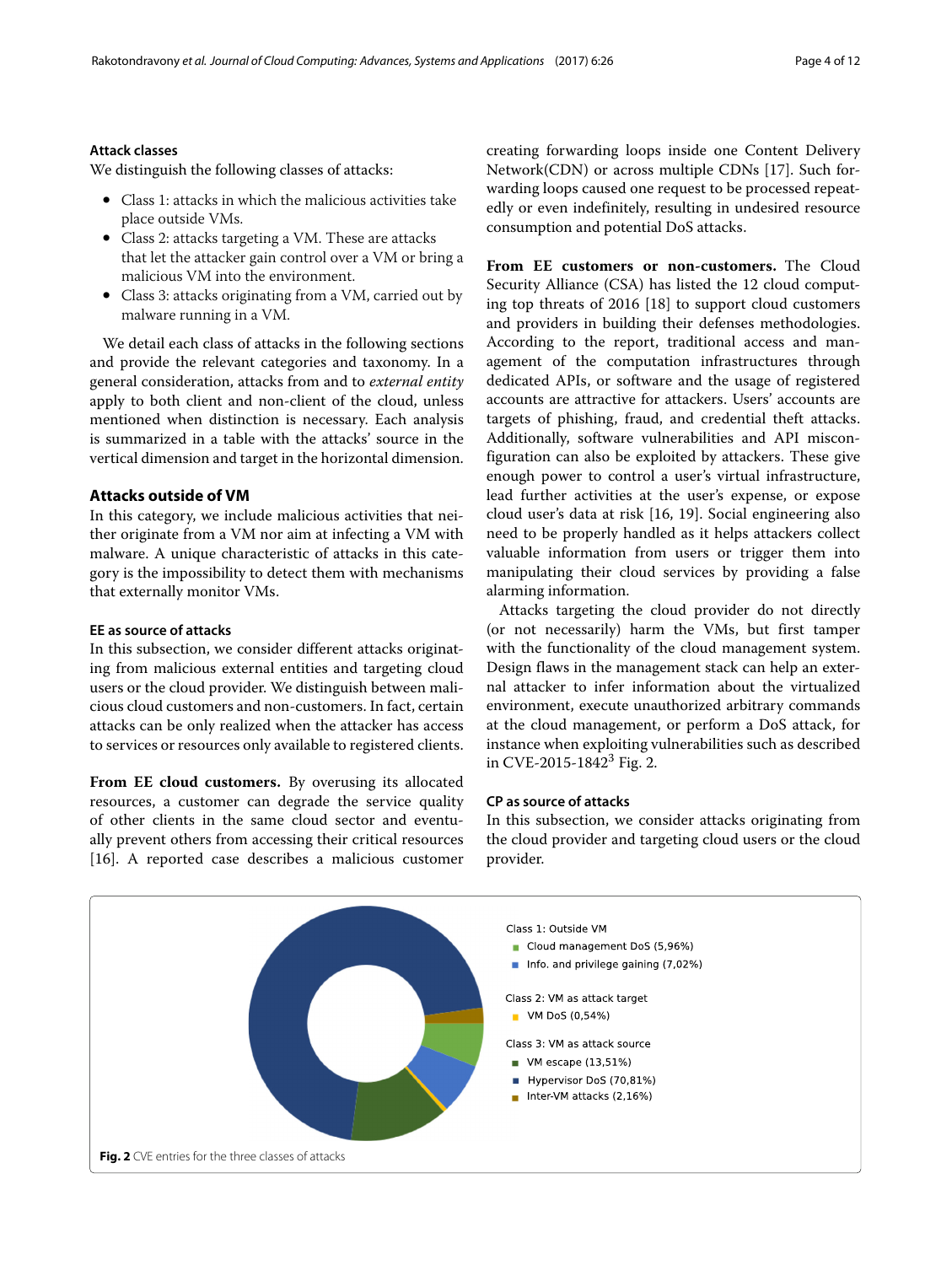### Attack classes

We distinguish the following classes of attacks:

- Class 1: attacks in which the malicious activities take place outside VMs.
- Class 2: attacks targeting a VM. These are attacks that let the attacker gain control over a VM or bring a malicious VM into the environment.
- Class 3: attacks originating from a VM, carried out by malware running in a VM.

We detail each class of attacks in the following sections and provide the relevant categories and taxonomy. In a general consideration, attacks from and to *external entity* apply to both client and non-client of the cloud, unless mentioned when distinction is necessary. Each analysis is summarized in a table with the attacks' source in the vertical dimension and target in the horizontal dimension.

## Attacks outside of VM

In this category, we include malicious activities that neither originate from a VM nor aim at infecting a VM with malware. A unique characteristic of attacks in this category is the impossibility to detect them with mechanisms that externally monitor VMs.

### EE as source of attacks

In this subsection, we consider different attacks originating from malicious external entities and targeting cloud users or the cloud provider. We distinguish between malicious cloud customers and non-customers. In fact, certain attacks can be only realized when the attacker has access to services or resources only available to registered clients.

**From EE cloud customers.** By overusing its allocated resources, a customer can degrade the service quality of other clients in the same cloud sector and eventually prevent others from accessing their critical resources [16]. A reported case describes a malicious customer creating forwarding loops inside one Content Delivery Network(CDN) or across multiple CDNs [17]. Such forwarding loops caused one request to be processed repeatedly or even indefinitely, resulting in undesired resource consumption and potential DoS attacks.

**From EE customers or non-customers.** The Cloud Security Alliance (CSA) has listed the 12 cloud computing top threats of 2016 [18] to support cloud customers and providers in building their defenses methodologies. According to the report, traditional access and management of the computation infrastructures through dedicated APIs, or software and the usage of registered accounts are attractive for attackers. Users' accounts are targets of phishing, fraud, and credential theft attacks. Additionally, software vulnerabilities and API misconfiguration can also be exploited by attackers. These give enough power to control a user's virtual infrastructure, lead further activities at the user's expense, or expose cloud user's data at risk [16, 19]. Social engineering also need to be properly handled as it helps attackers collect valuable information from users or trigger them into manipulating their cloud services by providing a false alarming information.

Attacks targeting the cloud provider do not directly (or not necessarily) harm the VMs, but first tamper with the functionality of the cloud management system. Design flaws in the management stack can help an external attacker to infer information about the virtualized environment, execute unauthorized arbitrary commands at the cloud management, or perform a DoS attack, for instance when exploiting vulnerabilities such as described in CVE-2015-1842[3] Fig. 2.

### CP as source of attacks

In this subsection, we consider attacks originating from the cloud provider and targeting cloud users or the cloud provider.

Class 1: Outside VM
Cloud management DoS (5,96%)
Info. and privilege gaining (7,02%)
Class 2: VM as attack target
VM DoS (0,54%)
Class 3: VM as attack source
VM escape (13,51%)
Hypervisor DoS (70,81%)
Inter-VM attacks (2,16%)

**Fig. 2** CVE entries for the three classes of attacks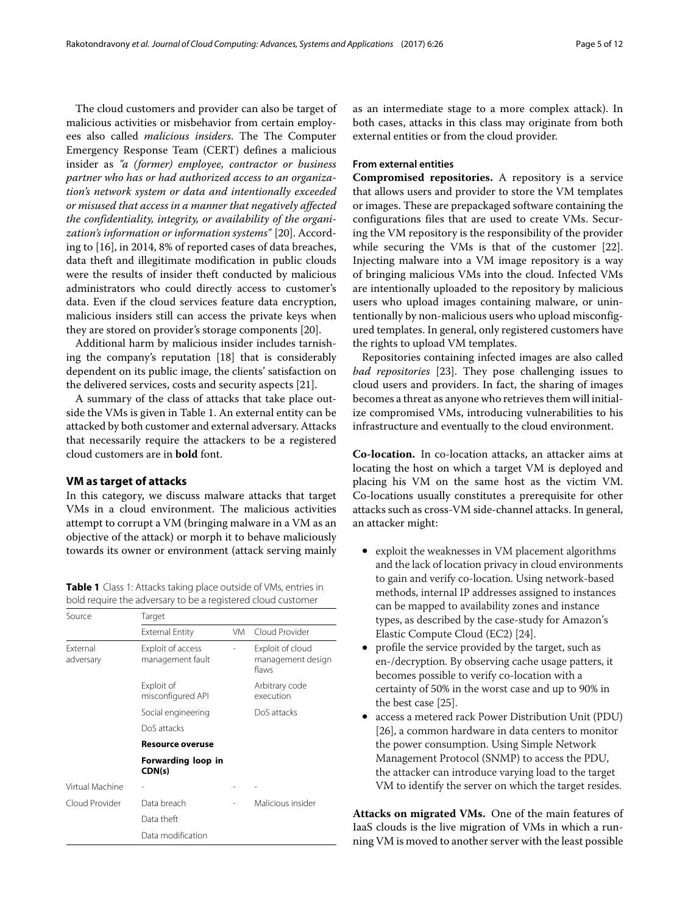The cloud customers and provider can also be target of malicious activities or misbehavior from certain employees also called *malicious insiders*. The The Computer Emergency Response Team (CERT) defines a malicious insider as *"a (former) employee, contractor or business partner who has or had authorized access to an organization's network system or data and intentionally exceeded or misused that access in a manner that negatively affected the confidentiality, integrity, or availability of the organization's information or information systems"* [20]. According to [16], in 2014, 8% of reported cases of data breaches, data theft and illegitimate modification in public clouds were the results of insider theft conducted by malicious administrators who could directly access to customer's data. Even if the cloud services feature data encryption, malicious insiders still can access the private keys when they are stored on provider's storage components [20].

Additional harm by malicious insider includes tarnishing the company's reputation [18] that is considerably dependent on its public image, the clients' satisfaction on the delivered services, costs and security aspects [21].

A summary of the class of attacks that take place outside the VMs is given in Table 1. An external entity can be attacked by both customer and external adversary. Attacks that necessarily require the attackers to be a registered cloud customers are in **bold** font.

## VM as target of attacks

In this category, we discuss malware attacks that target VMs in a cloud environment. The malicious activities attempt to corrupt a VM (bringing malware in a VM as an objective of the attack) or morph it to behave maliciously towards its owner or environment (attack serving mainly as an intermediate stage to a more complex attack). In both cases, attacks in this class may originate from both external entities or from the cloud provider.

**Table 1** Class 1: Attacks taking place outside of VMs, entries in bold require the adversary to be a registered cloud customer

| Source | Target | | |
|---|---|---|---|
| | External Entity | VM | Cloud Provider |
| External adversary | Exploit of access management fault | - | Exploit of cloud management design flaws |
| | Exploit of misconfigured API | | Arbitrary code execution |
| | Social engineering | | DoS attacks |
| | DoS attacks | | |
| | **Resource overuse** | | |
| | **Forwarding loop in CDN(s)** | | |
| Virtual Machine | - | - | - |
| Cloud Provider | Data breach | - | Malicious insider |
| | Data theft | | |
| | Data modification | | |

#### From external entities

**Compromised repositories.** A repository is a service that allows users and provider to store the VM templates or images. These are prepackaged software containing the configurations files that are used to create VMs. Securing the VM repository is the responsibility of the provider while securing the VMs is that of the customer [22]. Injecting malware into a VM image repository is a way of bringing malicious VMs into the cloud. Infected VMs are intentionally uploaded to the repository by malicious users who upload images containing malware, or unintentionally by non-malicious users who upload misconfigured templates. In general, only registered customers have the rights to upload VM templates.

Repositories containing infected images are also called *bad repositories* [23]. They pose challenging issues to cloud users and providers. In fact, the sharing of images becomes a threat as anyone who retrieves them will initialize compromised VMs, introducing vulnerabilities to his infrastructure and eventually to the cloud environment.

**Co-location.** In co-location attacks, an attacker aims at locating the host on which a target VM is deployed and placing his VM on the same host as the victim VM. Co-locations usually constitutes a prerequisite for other attacks such as cross-VM side-channel attacks. In general, an attacker might:

- exploit the weaknesses in VM placement algorithms and the lack of location privacy in cloud environments to gain and verify co-location. Using network-based methods, internal IP addresses assigned to instances can be mapped to availability zones and instance types, as described by the case-study for Amazon's Elastic Compute Cloud (EC2) [24].
- profile the service provided by the target, such as en-/decryption. By observing cache usage patters, it becomes possible to verify co-location with a certainty of 50% in the worst case and up to 90% in the best case [25].
- access a metered rack Power Distribution Unit (PDU) [26], a common hardware in data centers to monitor the power consumption. Using Simple Network Management Protocol (SNMP) to access the PDU, the attacker can introduce varying load to the target VM to identify the server on which the target resides.

**Attacks on migrated VMs.** One of the main features of IaaS clouds is the live migration of VMs in which a running VM is moved to another server with the least possible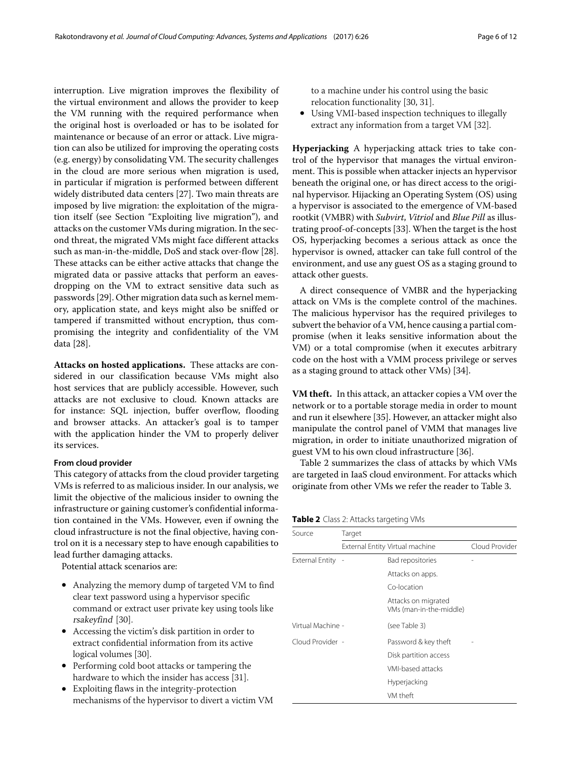interruption. Live migration improves the flexibility of the virtual environment and allows the provider to keep the VM running with the required performance when the original host is overloaded or has to be isolated for maintenance or because of an error or attack. Live migration can also be utilized for improving the operating costs (e.g. energy) by consolidating VM. The security challenges in the cloud are more serious when migration is used, in particular if migration is performed between different widely distributed data centers [27]. Two main threats are imposed by live migration: the exploitation of the migration itself (see Section "Exploiting live migration"), and attacks on the customer VMs during migration. In the second threat, the migrated VMs might face different attacks such as man-in-the-middle, DoS and stack over-flow [28]. These attacks can be either active attacks that change the migrated data or passive attacks that perform an eavesdropping on the VM to extract sensitive data such as passwords [29]. Other migration data such as kernel memory, application state, and keys might also be sniffed or tampered if transmitted without encryption, thus compromising the integrity and confidentiality of the VM data [28].

**Attacks on hosted applications.** These attacks are considered in our classification because VMs might also host services that are publicly accessible. However, such attacks are not exclusive to cloud. Known attacks are for instance: SQL injection, buffer overflow, flooding and browser attacks. An attacker's goal is to tamper with the application hinder the VM to properly deliver its services.

#### From cloud provider

This category of attacks from the cloud provider targeting VMs is referred to as malicious insider. In our analysis, we limit the objective of the malicious insider to owning the infrastructure or gaining customer's confidential information contained in the VMs. However, even if owning the cloud infrastructure is not the final objective, having control on it is a necessary step to have enough capabilities to lead further damaging attacks.

Potential attack scenarios are:

- Analyzing the memory dump of targeted VM to find clear text password using a hypervisor specific command or extract user private key using tools like *rsakeyfind* [30].
- Accessing the victim's disk partition in order to extract confidential information from its active logical volumes [30].
- Performing cold boot attacks or tampering the hardware to which the insider has access [31].
- Exploiting flaws in the integrity-protection mechanisms of the hypervisor to divert a victim VM to a machine under his control using the basic relocation functionality [30, 31].
- Using VMI-based inspection techniques to illegally extract any information from a target VM [32].

**Hyperjacking** A hyperjacking attack tries to take control of the hypervisor that manages the virtual environment. This is possible when attacker injects an hypervisor beneath the original one, or has direct access to the original hypervisor. Hijacking an Operating System (OS) using a hypervisor is associated to the emergence of VM-based rootkit (VMBR) with *Subvirt*, *Vitriol* and *Blue Pill* as illustrating proof-of-concepts [33]. When the target is the host OS, hyperjacking becomes a serious attack as once the hypervisor is owned, attacker can take full control of the environment, and use any guest OS as a staging ground to attack other guests.

A direct consequence of VMBR and the hyperjacking attack on VMs is the complete control of the machines. The malicious hypervisor has the required privileges to subvert the behavior of a VM, hence causing a partial compromise (when it leaks sensitive information about the VM) or a total compromise (when it executes arbitrary code on the host with a VMM process privilege or serves as a staging ground to attack other VMs) [34].

**VM theft.** In this attack, an attacker copies a VM over the network or to a portable storage media in order to mount and run it elsewhere [35]. However, an attacker might also manipulate the control panel of VMM that manages live migration, in order to initiate unauthorized migration of guest VM to his own cloud infrastructure [36].

Table 2 summarizes the class of attacks by which VMs are targeted in IaaS cloud environment. For attacks which originate from other VMs we refer the reader to Table 3.

**Table 2** Class 2: Attacks targeting VMs

| Source | Target | | |
|---|---|---|---|
| | External Entity | Virtual machine | Cloud Provider |
| External Entity | - | Bad repositories | - |
| | | Attacks on apps. | |
| | | Co-location | |
| | | Attacks on migrated VMs (man-in-the-middle) | |
| Virtual Machine | - | (see Table 3) | |
| Cloud Provider | - | Password & key theft | - |
| | | Disk partition access | |
| | | VMI-based attacks | |
| | | Hyperjacking | |
| | | VM theft | |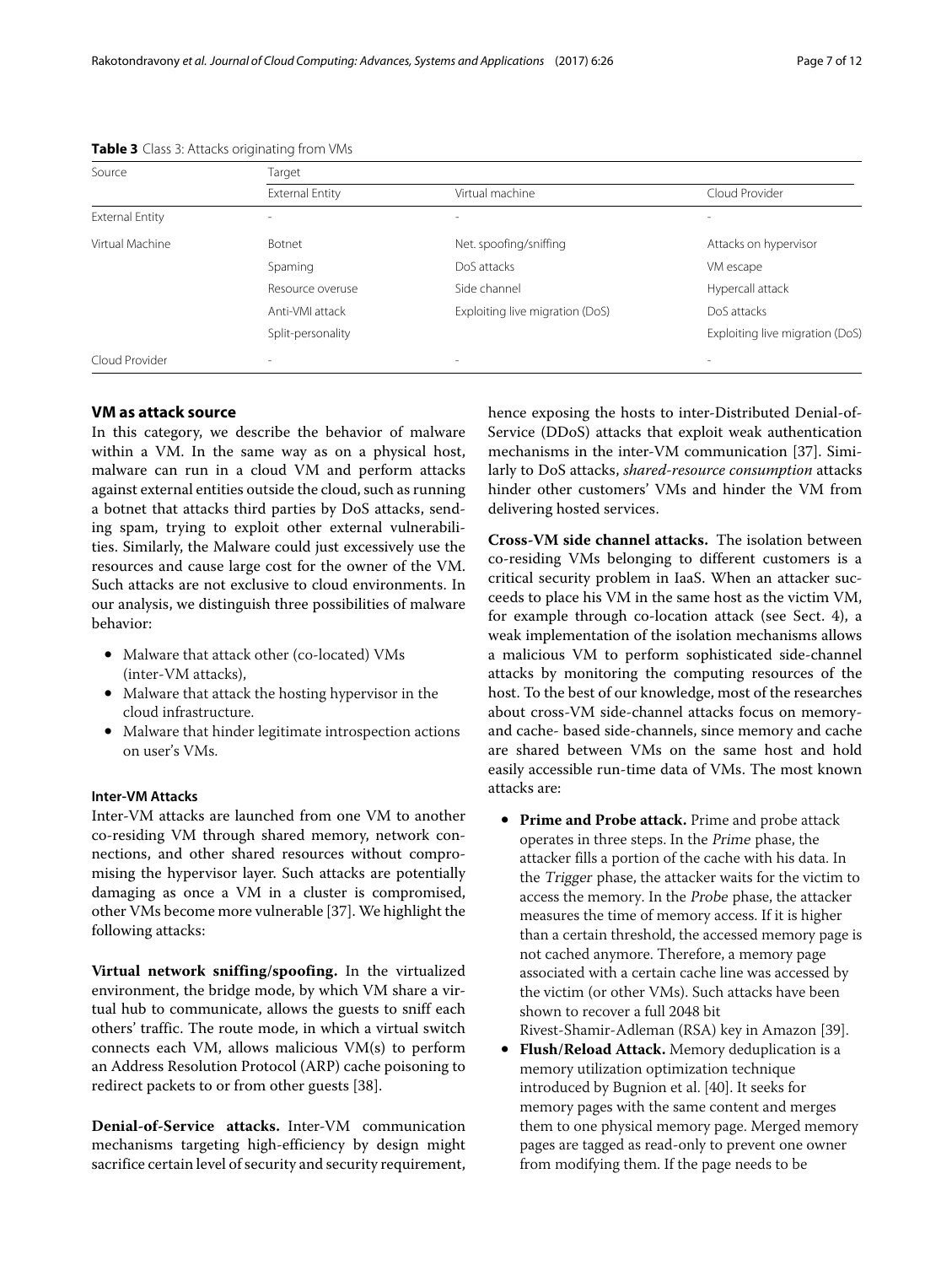**Table 3** Class 3: Attacks originating from VMs

| Source | Target | | |
|---|---|---|---|
| | External Entity | Virtual machine | Cloud Provider |
| External Entity | - | - | - |
| Virtual Machine | Botnet | Net. spoofing/sniffing | Attacks on hypervisor |
| | Spaming | DoS attacks | VM escape |
| | Resource overuse | Side channel | Hypercall attack |
| | Anti-VMI attack | Exploiting live migration (DoS) | DoS attacks |
| | Split-personality | | Exploiting live migration (DoS) |
| Cloud Provider | - | - | - |

## VM as attack source

In this category, we describe the behavior of malware within a VM. In the same way as on a physical host, malware can run in a cloud VM and perform attacks against external entities outside the cloud, such as running a botnet that attacks third parties by DoS attacks, sending spam, trying to exploit other external vulnerabilities. Similarly, the Malware could just excessively use the resources and cause large cost for the owner of the VM. Such attacks are not exclusive to cloud environments. In our analysis, we distinguish three possibilities of malware behavior:

- Malware that attack other (co-located) VMs (inter-VM attacks),
- Malware that attack the hosting hypervisor in the cloud infrastructure.
- Malware that hinder legitimate introspection actions on user's VMs.

### Inter-VM Attacks

Inter-VM attacks are launched from one VM to another co-residing VM through shared memory, network connections, and other shared resources without compromising the hypervisor layer. Such attacks are potentially damaging as once a VM in a cluster is compromised, other VMs become more vulnerable [37]. We highlight the following attacks:

**Virtual network sniffing/spoofing.** In the virtualized environment, the bridge mode, by which VM share a virtual hub to communicate, allows the guests to sniff each others' traffic. The route mode, in which a virtual switch connects each VM, allows malicious VM(s) to perform an Address Resolution Protocol (ARP) cache poisoning to redirect packets to or from other guests [38].

**Denial-of-Service attacks.** Inter-VM communication mechanisms targeting high-efficiency by design might sacrifice certain level of security and security requirement, hence exposing the hosts to inter-Distributed Denial-of-Service (DDoS) attacks that exploit weak authentication mechanisms in the inter-VM communication [37]. Similarly to DoS attacks, *shared-resource consumption* attacks hinder other customers' VMs and hinder the VM from delivering hosted services.

**Cross-VM side channel attacks.** The isolation between co-residing VMs belonging to different customers is a critical security problem in IaaS. When an attacker succeeds to place his VM in the same host as the victim VM, for example through co-location attack (see Sect. 4), a weak implementation of the isolation mechanisms allows a malicious VM to perform sophisticated side-channel attacks by monitoring the computing resources of the host. To the best of our knowledge, most of the researches about cross-VM side-channel attacks focus on memory- and cache- based side-channels, since memory and cache are shared between VMs on the same host and hold easily accessible run-time data of VMs. The most known attacks are:

- **Prime and Probe attack.** Prime and probe attack operates in three steps. In the *Prime* phase, the attacker fills a portion of the cache with his data. In the *Trigger* phase, the attacker waits for the victim to access the memory. In the *Probe* phase, the attacker measures the time of memory access. If it is higher than a certain threshold, the accessed memory page is not cached anymore. Therefore, a memory page associated with a certain cache line was accessed by the victim (or other VMs). Such attacks have been shown to recover a full 2048 bit Rivest-Shamir-Adleman (RSA) key in Amazon [39].
- **Flush/Reload Attack.** Memory deduplication is a memory utilization optimization technique introduced by Bugnion et al. [40]. It seeks for memory pages with the same content and merges them to one physical memory page. Merged memory pages are tagged as read-only to prevent one owner from modifying them. If the page needs to be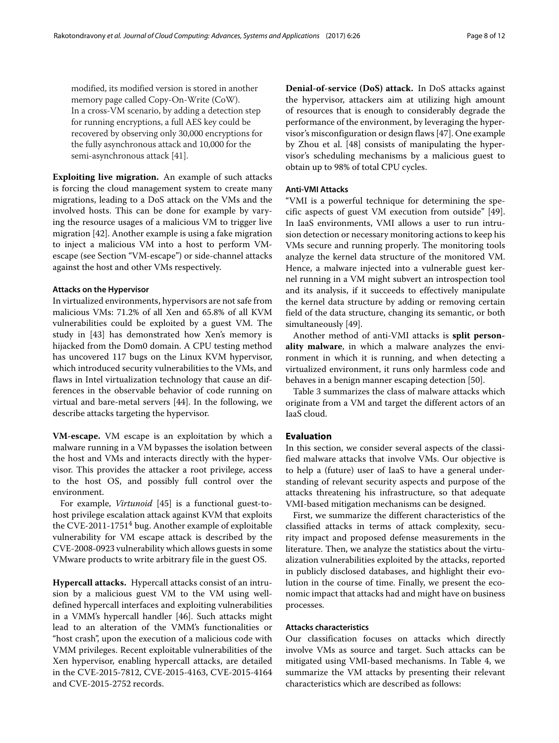modified, its modified version is stored in another memory page called Copy-On-Write (CoW).
In a cross-VM scenario, by adding a detection step for running encryptions, a full AES key could be recovered by observing only 30,000 encryptions for the fully asynchronous attack and 10,000 for the semi-asynchronous attack [41].

**Exploiting live migration.** An example of such attacks is forcing the cloud management system to create many migrations, leading to a DoS attack on the VMs and the involved hosts. This can be done for example by varying the resource usages of a malicious VM to trigger live migration [42]. Another example is using a fake migration to inject a malicious VM into a host to perform VM-escape (see Section "VM-escape") or side-channel attacks against the host and other VMs respectively.

#### Attacks on the Hypervisor

In virtualized environments, hypervisors are not safe from malicious VMs: 71.2% of all Xen and 65.8% of all KVM vulnerabilities could be exploited by a guest VM. The study in [43] has demonstrated how Xen's memory is hijacked from the Dom0 domain. A CPU testing method has uncovered 117 bugs on the Linux KVM hypervisor, which introduced security vulnerabilities to the VMs, and flaws in Intel virtualization technology that cause an differences in the observable behavior of code running on virtual and bare-metal servers [44]. In the following, we describe attacks targeting the hypervisor.

**VM-escape.** VM escape is an exploitation by which a malware running in a VM bypasses the isolation between the host and VMs and interacts directly with the hypervisor. This provides the attacker a root privilege, access to the host OS, and possibly full control over the environment.

For example, *Virtunoid* [45] is a functional guest-to-host privilege escalation attack against KVM that exploits the CVE-2011-1751[4] bug. Another example of exploitable vulnerability for VM escape attack is described by the CVE-2008-0923 vulnerability which allows guests in some VMware products to write arbitrary file in the guest OS.

**Hypercall attacks.** Hypercall attacks consist of an intrusion by a malicious guest VM to the VM using well-defined hypercall interfaces and exploiting vulnerabilities in a VMM's hypercall handler [46]. Such attacks might lead to an alteration of the VMM's functionalities or "host crash", upon the execution of a malicious code with VMM privileges. Recent exploitable vulnerabilities of the Xen hypervisor, enabling hypercall attacks, are detailed in the CVE-2015-7812, CVE-2015-4163, CVE-2015-4164 and CVE-2015-2752 records.

**Denial-of-service (DoS) attack.** In DoS attacks against the hypervisor, attackers aim at utilizing high amount of resources that is enough to considerably degrade the performance of the environment, by leveraging the hypervisor's misconfiguration or design flaws [47]. One example by Zhou et al. [48] consists of manipulating the hypervisor's scheduling mechanisms by a malicious guest to obtain up to 98% of total CPU cycles.

#### Anti-VMI Attacks

"VMI is a powerful technique for determining the specific aspects of guest VM execution from outside" [49]. In IaaS environments, VMI allows a user to run intrusion detection or necessary monitoring actions to keep his VMs secure and running properly. The monitoring tools analyze the kernel data structure of the monitored VM. Hence, a malware injected into a vulnerable guest kernel running in a VM might subvert an introspection tool and its analysis, if it succeeds to effectively manipulate the kernel data structure by adding or removing certain field of the data structure, changing its semantic, or both simultaneously [49].

Another method of anti-VMI attacks is **split personality malware**, in which a malware analyzes the environment in which it is running, and when detecting a virtualized environment, it runs only harmless code and behaves in a benign manner escaping detection [50].

Table 3 summarizes the class of malware attacks which originate from a VM and target the different actors of an IaaS cloud.

## Evaluation

In this section, we consider several aspects of the classified malware attacks that involve VMs. Our objective is to help a (future) user of IaaS to have a general understanding of relevant security aspects and purpose of the attacks threatening his infrastructure, so that adequate VMI-based mitigation mechanisms can be designed.

First, we summarize the different characteristics of the classified attacks in terms of attack complexity, security impact and proposed defense measurements in the literature. Then, we analyze the statistics about the virtualization vulnerabilities exploited by the attacks, reported in publicly disclosed databases, and highlight their evolution in the course of time. Finally, we present the economic impact that attacks had and might have on business processes.

#### Attacks characteristics

Our classification focuses on attacks which directly involve VMs as source and target. Such attacks can be mitigated using VMI-based mechanisms. In Table 4, we summarize the VM attacks by presenting their relevant characteristics which are described as follows: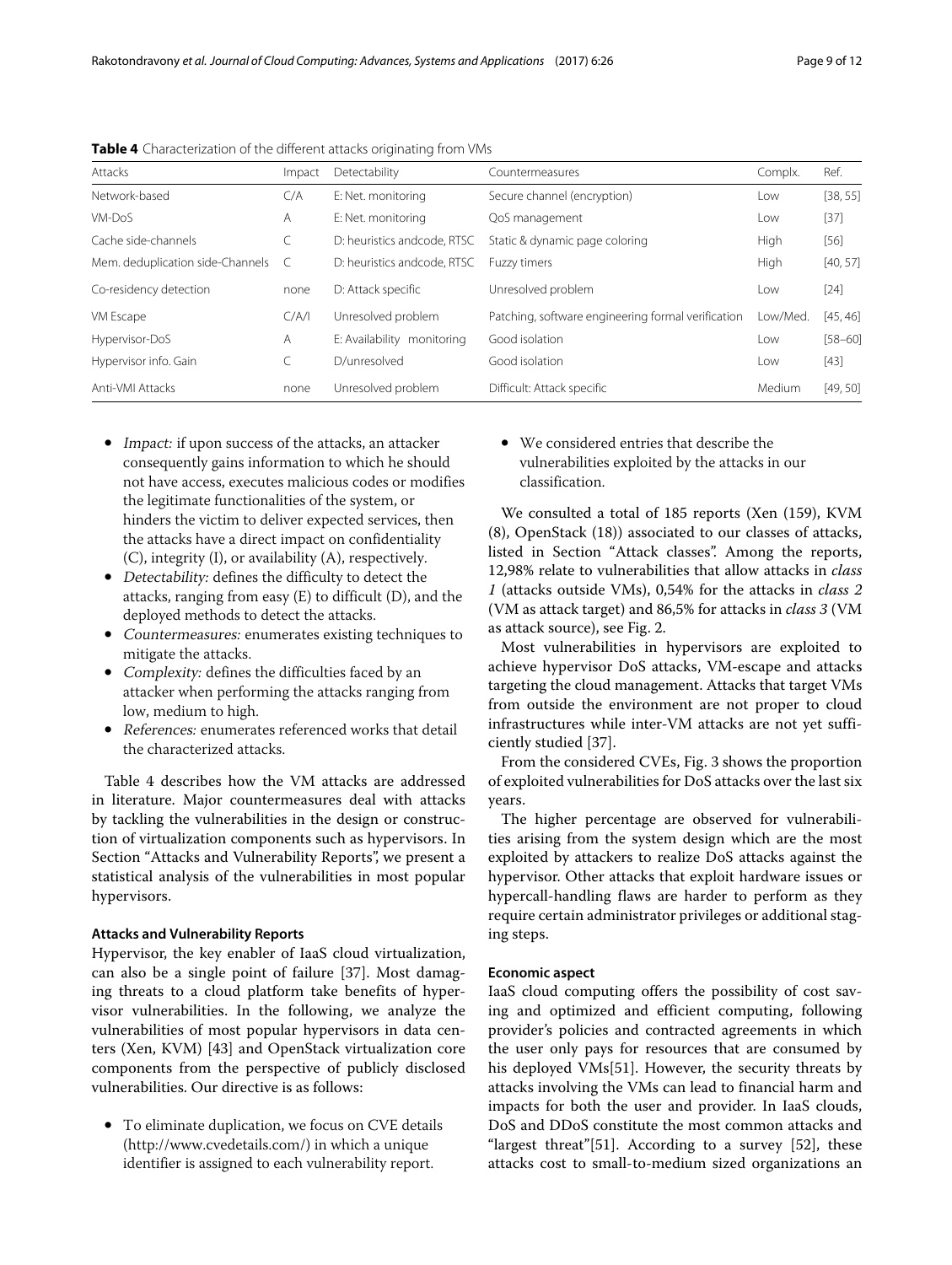**Table 4** Characterization of the different attacks originating from VMs

| Attacks | Impact | Detectability | Countermeasures | Complx. | Ref. |
|---|---|---|---|---|---|
| Network-based | C/A | E: Net. monitoring | Secure channel (encryption) | Low | [38, 55] |
| VM-DoS | A | E: Net. monitoring | QoS management | Low | [37] |
| Cache side-channels | C | D: heuristics andcode, RTSC | Static & dynamic page coloring | High | [56] |
| Mem. deduplication side-Channels | C | D: heuristics andcode, RTSC | Fuzzy timers | High | [40, 57] |
| Co-residency detection | none | D: Attack specific | Unresolved problem | Low | [24] |
| VM Escape | C/A/I | Unresolved problem | Patching, software engineering formal verification | Low/Med. | [45, 46] |
| Hypervisor-DoS | A | E: Availability monitoring | Good isolation | Low | [58–60] |
| Hypervisor info. Gain | C | D/unresolved | Good isolation | Low | [43] |
| Anti-VMI Attacks | none | Unresolved problem | Difficult: Attack specific | Medium | [49, 50] |

- *Impact:* if upon success of the attacks, an attacker consequently gains information to which he should not have access, executes malicious codes or modifies the legitimate functionalities of the system, or hinders the victim to deliver expected services, then the attacks have a direct impact on confidentiality (C), integrity (I), or availability (A), respectively.
- *Detectability:* defines the difficulty to detect the attacks, ranging from easy (E) to difficult (D), and the deployed methods to detect the attacks.
- *Countermeasures:* enumerates existing techniques to mitigate the attacks.
- *Complexity:* defines the difficulties faced by an attacker when performing the attacks ranging from low, medium to high.
- *References:* enumerates referenced works that detail the characterized attacks.

Table 4 describes how the VM attacks are addressed in literature. Major countermeasures deal with attacks by tackling the vulnerabilities in the design or construction of virtualization components such as hypervisors. In Section "Attacks and Vulnerability Reports", we present a statistical analysis of the vulnerabilities in most popular hypervisors.

### Attacks and Vulnerability Reports

Hypervisor, the key enabler of IaaS cloud virtualization, can also be a single point of failure [37]. Most damaging threats to a cloud platform take benefits of hypervisor vulnerabilities. In the following, we analyze the vulnerabilities of most popular hypervisors in data centers (Xen, KVM) [43] and OpenStack virtualization core components from the perspective of publicly disclosed vulnerabilities. Our directive is as follows:

- To eliminate duplication, we focus on CVE details (http://www.cvedetails.com/) in which a unique identifier is assigned to each vulnerability report.
- We considered entries that describe the vulnerabilities exploited by the attacks in our classification.

We consulted a total of 185 reports (Xen (159), KVM (8), OpenStack (18)) associated to our classes of attacks, listed in Section "Attack classes". Among the reports, 12,98% relate to vulnerabilities that allow attacks in *class 1* (attacks outside VMs), 0,54% for the attacks in *class 2* (VM as attack target) and 86,5% for attacks in *class 3* (VM as attack source), see Fig. 2.

Most vulnerabilities in hypervisors are exploited to achieve hypervisor DoS attacks, VM-escape and attacks targeting the cloud management. Attacks that target VMs from outside the environment are not proper to cloud infrastructures while inter-VM attacks are not yet sufficiently studied [37].

From the considered CVEs, Fig. 3 shows the proportion of exploited vulnerabilities for DoS attacks over the last six years.

The higher percentage are observed for vulnerabilities arising from the system design which are the most exploited by attackers to realize DoS attacks against the hypervisor. Other attacks that exploit hardware issues or hypercall-handling flaws are harder to perform as they require certain administrator privileges or additional staging steps.

### Economic aspect

IaaS cloud computing offers the possibility of cost saving and optimized and efficient computing, following provider's policies and contracted agreements in which the user only pays for resources that are consumed by his deployed VMs[51]. However, the security threats by attacks involving the VMs can lead to financial harm and impacts for both the user and provider. In IaaS clouds, DoS and DDoS constitute the most common attacks and "largest threat"[51]. According to a survey [52], these attacks cost to small-to-medium sized organizations an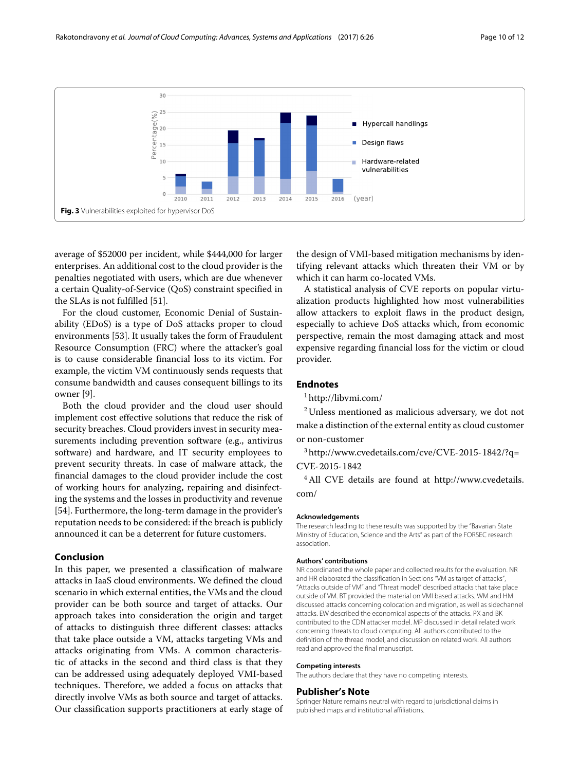Fig. 3 Vulnerabilities exploited for hypervisor DoS

average of $52000 per incident, while $444,000 for larger enterprises. An additional cost to the cloud provider is the penalties negotiated with users, which are due whenever a certain Quality-of-Service (QoS) constraint specified in the SLAs is not fulfilled [51].

For the cloud customer, Economic Denial of Sustainability (EDoS) is a type of DoS attacks proper to cloud environments [53]. It usually takes the form of Fraudulent Resource Consumption (FRC) where the attacker's goal is to cause considerable financial loss to its victim. For example, the victim VM continuously sends requests that consume bandwidth and causes consequent billings to its owner [9].

Both the cloud provider and the cloud user should implement cost effective solutions that reduce the risk of security breaches. Cloud providers invest in security measurements including prevention software (e.g., antivirus software) and hardware, and IT security employees to prevent security threats. In case of malware attack, the financial damages to the cloud provider include the cost of working hours for analyzing, repairing and disinfecting the systems and the losses in productivity and revenue [54]. Furthermore, the long-term damage in the provider's reputation needs to be considered: if the breach is publicly announced it can be a deterrent for future customers.

## Conclusion

In this paper, we presented a classification of malware attacks in IaaS cloud environments. We defined the cloud scenario in which external entities, the VMs and the cloud provider can be both source and target of attacks. Our approach takes into consideration the origin and target of attacks to distinguish three different classes: attacks that take place outside a VM, attacks targeting VMs and attacks originating from VMs. A common characteristic of attacks in the second and third class is that they can be addressed using adequately deployed VMI-based techniques. Therefore, we added a focus on attacks that directly involve VMs as both source and target of attacks. Our classification supports practitioners at early stage of the design of VMI-based mitigation mechanisms by identifying relevant attacks which threaten their VM or by which it can harm co-located VMs.

A statistical analysis of CVE reports on popular virtualization products highlighted how most vulnerabilities allow attackers to exploit flaws in the product design, especially to achieve DoS attacks which, from economic perspective, remain the most damaging attack and most expensive regarding financial loss for the victim or cloud provider.

## Endnotes

[1] http://libvmi.com/

[2] Unless mentioned as malicious adversary, we dot not make a distinction of the external entity as cloud customer or non-customer

[3] http://www.cvedetails.com/cve/CVE-2015-1842/?q=CVE-2015-1842

[4] All CVE details are found at http://www.cvedetails.com/

### Acknowledgements

The research leading to these results was supported by the "Bavarian State Ministry of Education, Science and the Arts" as part of the FORSEC research association.

### Authors' contributions

NR coordinated the whole paper and collected results for the evaluation. NR and HR elaborated the classification in Sections "VM as target of attacks", "Attacks outside of VM" and "Threat model" described attacks that take place outside of VM. BT provided the material on VMI based attacks. WM and HM discussed attacks concerning colocation and migration, as well as sidechannel attacks. EW described the economical aspects of the attacks. PX and BK contributed to the CDN attacker model. MP discussed in detail related work concerning threats to cloud computing. All authors contributed to the definition of the thread model, and discussion on related work. All authors read and approved the final manuscript.

### Competing interests

The authors declare that they have no competing interests.

## Publisher's Note

Springer Nature remains neutral with regard to jurisdictional claims in published maps and institutional affiliations.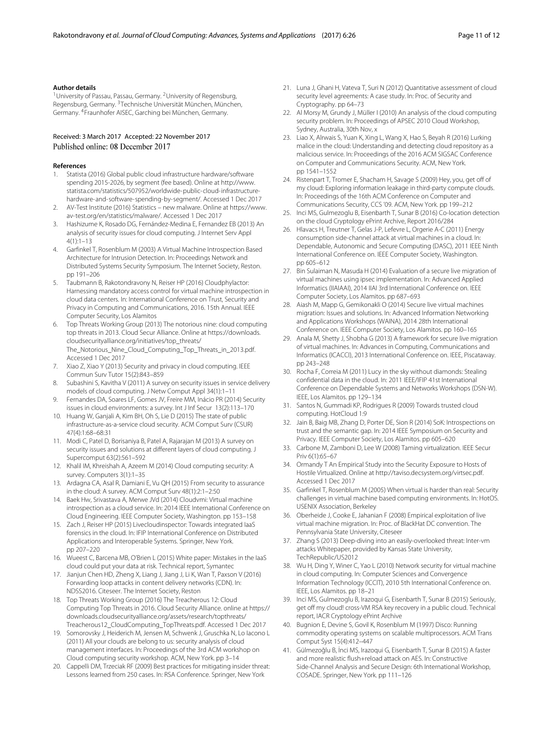**Author details**

[1]University of Passau, Passau, Germany. [2]University of Regensburg, Regensburg, Germany. [3]Technische Universität München, München, Germany. [4]Fraunhofer AISEC, Garching bei München, Germany.

Received: 3 March 2017 Accepted: 22 November 2017
Published online: 08 December 2017

**References**

1. Statista (2016) Global public cloud infrastructure hardware/software spending 2015-2026, by segment (fee based). Online at http://www.statista.com/statistics/507952/worldwide-public-cloud-infrastructure-hardware-and-software-spending-by-segment/. Accessed 1 Dec 2017
2. AV-Test Institute (2016) Statistics – new malware. Online at https://www.av-test.org/en/statistics/malware/. Accessed 1 Dec 2017
3. Hashizume K, Rosado DG, Fernández-Medina E, Fernandez EB (2013) An analysis of security issues for cloud computing. J Internet Serv Appl 4(1):1–13
4. Garfinkel T, Rosenblum M (2003) A Virtual Machine Introspection Based Architecture for Intrusion Detection. In: Proceedings Network and Distributed Systems Security Symposium. The Internet Society, Reston. pp 191–206
5. Taubmann B, Rakotondravony N, Reiser HP (2016) Cloudphylactor: Harnessing mandatory access control for virtual machine introspection in cloud data centers. In: International Conference on Trust, Security and Privacy in Computing and Communications, 2016. 15th Annual. IEEE Computer Security, Los Alamitos
6. Top Threats Working Group (2013) The notorious nine: cloud computing top threats in 2013. Cloud Secur Alliance. Online at https://downloads.cloudsecurityalliance.org/initiatives/top_threats/The_Notorious_Nine_Cloud_Computing_Top_Threats_in_2013.pdf. Accessed 1 Dec 2017
7. Xiao Z, Xiao Y (2013) Security and privacy in cloud computing. IEEE Commun Surv Tutor 15(2):843–859
8. Subashini S, Kavitha V (2011) A survey on security issues in service delivery models of cloud computing. J Netw Comput Appl 34(1):1–11
9. Fernandes DA, Soares LF, Gomes JV, Freire MM, Inácio PR (2014) Security issues in cloud environments: a survey. Int J Inf Secur 13(2):113–170
10. Huang W, Ganjali A, Kim BH, Oh S, Lie D (2015) The state of public infrastructure-as-a-service cloud security. ACM Comput Surv (CSUR) 47(4):1:68–68:31
11. Modi C, Patel D, Borisaniya B, Patel A, Rajarajan M (2013) A survey on security issues and solutions at different layers of cloud computing. J Supercomput 63(2):561–592
12. Khalil IM, Khreishah A, Azeem M (2014) Cloud computing security: A survey. Computers 3(1):1–35
13. Ardagna CA, Asal R, Damiani E, Vu QH (2015) From security to assurance in the cloud: A survey. ACM Comput Surv 48(1):2:1–2:50
14. Baek Hw, Srivastava A, Merwe JVd (2014) Cloudvmi: Virtual machine introspection as a cloud service. In: 2014 IEEE International Conference on Cloud Engineering. IEEE Computer Society, Washington. pp 153–158
15. Zach J, Reiser HP (2015) Livecloudinspector: Towards integrated IaaS forensics in the cloud. In: IFIP International Conference on Distributed Applications and Interoperable Systems. Springer, New York. pp 207–220
16. Wueest C, Barcena MB, O'Brien L (2015) White paper: Mistakes in the IaaS cloud could put your data at risk. Technical report, Symantec
17. Jianjun Chen HD, Zheng X, Liang J, Jiang J, Li K, Wan T, Paxson V (2016) Forwarding loop attacks in content delivery networks (CDN). In: NDSS2016. Citeseer. The Internet Society, Reston
18. Top Threats Working Group (2016) The Treacherous 12: Cloud Computing Top Threats in 2016. Cloud Security Alliance. online at https://downloads.cloudsecurityalliance.org/assets/research/topthreats/Treacherous12_CloudComputing_TopThreats.pdf. Accessed 1 Dec 2017
19. Somorovsky J, Heiderich M, Jensen M, Schwenk J, Gruschka N, Lo Iacono L (2011) All your clouds are belong to us: security analysis of cloud management interfaces. In: Proceedings of the 3rd ACM workshop on Cloud computing security workshop. ACM, New York. pp 3–14
20. Cappelli DM, Trzeciak RF (2009) Best practices for mitigating insider threat: Lessons learned from 250 cases. In: RSA Conference. Springer, New York
21. Luna J, Ghani H, Vateva T, Suri N (2012) Quantitative assessment of cloud security level agreements: A case study. In: Proc. of Security and Cryptography. pp 64–73
22. Al Morsy M, Grundy J, Müller I (2010) An analysis of the cloud computing security problem. In: Proceedings of APSEC 2010 Cloud Workshop, Sydney, Australia, 30th Nov, x
23. Liao X, Alrwais S, Yuan K, Xing L, Wang X, Hao S, Beyah R (2016) Lurking malice in the cloud: Understanding and detecting cloud repository as a malicious service. In: Proceedings of the 2016 ACM SIGSAC Conference on Computer and Communications Security. ACM, New York. pp 1541–1552
24. Ristenpart T, Tromer E, Shacham H, Savage S (2009) Hey, you, get off of my cloud: Exploring information leakage in third-party compute clouds. In: Proceedings of the 16th ACM Conference on Computer and Communications Security, CCS '09. ACM, New York. pp 199–212
25. Inci MS, Gulmezoglu B, Eisenbarth T, Sunar B (2016) Co-location detection on the cloud Cryptology ePrint Archive, Report 2016/284
26. Hlavacs H, Treutner T, Gelas J-P, Lefevre L, Orgerie A-C (2011) Energy consumption side-channel attack at virtual machines in a cloud. In: Dependable, Autonomic and Secure Computing (DASC), 2011 IEEE Ninth International Conference on. IEEE Computer Society, Washington. pp 605–612
27. Bin Sulaiman N, Masuda H (2014) Evaluation of a secure live migration of virtual machines using ipsec implementation. In: Advanced Applied Informatics (IIAIAAI), 2014 IIAI 3rd International Conference on. IEEE Computer Society, Los Alamitos. pp 687–693
28. Aiash M, Mapp G, Gemikonakli O (2014) Secure live virtual machines migration: Issues and solutions. In: Advanced Information Networking and Applications Workshops (WAINA), 2014 28th International Conference on. IEEE Computer Society, Los Alamitos. pp 160–165
29. Anala M, Shetty J, Shobha G (2013) A framework for secure live migration of virtual machines. In: Advances in Computing, Communications and Informatics (ICACCI), 2013 International Conference on. IEEE, Piscataway. pp 243–248
30. Rocha F, Correia M (2011) Lucy in the sky without diamonds: Stealing confidential data in the cloud. In: 2011 IEEE/IFIP 41st International Conference on Dependable Systems and Networks Workshops (DSN-W). IEEE, Los Alamitos. pp 129–134
31. Santos N, Gummadi KP, Rodrigues R (2009) Towards trusted cloud computing. HotCloud 1:9
32. Jain B, Baig MB, Zhang D, Porter DE, Sion R (2014) SoK: Introspections on trust and the semantic gap. In: 2014 IEEE Symposium on Security and Privacy. IEEE Computer Society, Los Alamitos. pp 605–620
33. Carbone M, Zamboni D, Lee W (2008) Taming virtualization. IEEE Secur Priv 6(1):65–67
34. Ormandy T An Empirical Study into the Security Exposure to Hosts of Hostile Virtualized. Online at http://taviso.decsystem.org/virtsec.pdf. Accessed 1 Dec 2017
35. Garfinkel T, Rosenblum M (2005) When virtual is harder than real: Security challenges in virtual machine based computing environments. In: HotOS. USENIX Association, Berkeley
36. Oberheide J, Cooke E, Jahanian F (2008) Empirical exploitation of live virtual machine migration. In: Proc. of BlackHat DC convention. The Pennsylvania State University, Citeseer
37. Zhang S (2013) Deep-diving into an easily-overlooked threat: Inter-vm attacks Whitepaper, provided by Kansas State University, TechRepublic/US2012
38. Wu H, Ding Y, Winer C, Yao L (2010) Network security for virtual machine in cloud computing. In: Computer Sciences and Convergence Information Technology (ICCIT), 2010 5th International Conference on. IEEE, Los Alamitos. pp 18–21
39. Inci MS, Gulmezoglu B, Irazoqui G, Eisenbarth T, Sunar B (2015) Seriously, get off my cloud! cross-VM RSA key recovery in a public cloud. Technical report, IACR Cryptology ePrint Archive
40. Bugnion E, Devine S, Govil K, Rosenblum M (1997) Disco: Running commodity operating systems on scalable multiprocessors. ACM Trans Comput Syst 15(4):412–447
41. Gülmezoğlu B, İnci MS, Irazoqui G, Eisenbarth T, Sunar B (2015) A faster and more realistic flush+reload attack on AES. In: Constructive Side-Channel Analysis and Secure Design: 6th International Workshop, COSADE. Springer, New York. pp 111–126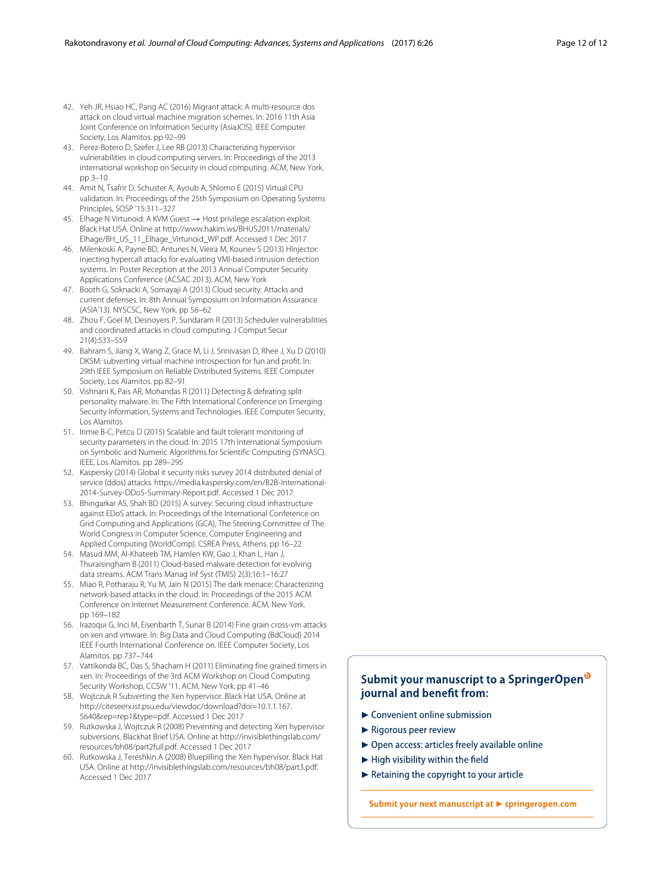42. Yeh JR, Hsiao HC, Pang AC (2016) Migrant attack: A multi-resource dos attack on cloud virtual machine migration schemes. In: 2016 11th Asia Joint Conference on Information Security (AsiaJCIS). IEEE Computer Society, Los Alamitos. pp 92–99
43. Perez-Botero D, Szefer J, Lee RB (2013) Characterizing hypervisor vulnerabilities in cloud computing servers. In: Proceedings of the 2013 international workshop on Security in cloud computing. ACM, New York. pp 3–10
44. Amit N, Tsafrir D, Schuster A, Ayoub A, Shlomo E (2015) Virtual CPU validation. In: Proceedings of the 25th Symposium on Operating Systems Principles, SOSP '15:311–327
45. Elhage N Virtunoid: A KVM Guest → Host privilege escalation exploit. Black Hat USA. Online at http://www.hakim.ws/BHUS2011/materials/Elhage/BH_US_11_Elhage_Virtunoid_WP.pdf. Accessed 1 Dec 2017
46. Milenkoski A, Payne BD, Antunes N, Vieira M, Kounev S (2013) HInjector: injecting hypercall attacks for evaluating VMI-based intrusion detection systems. In: Poster Reception at the 2013 Annual Computer Security Applications Conference (ACSAC 2013). ACM, New York
47. Booth G, Soknacki A, Somayaji A (2013) Cloud security: Attacks and current defenses. In: 8th Annual Symposium on Information Assurance (ASIA'13). NYSCSC, New York. pp 56–62
48. Zhou F, Goel M, Desnoyers P, Sundaram R (2013) Scheduler vulnerabilities and coordinated attacks in cloud computing. J Comput Secur 21(4):533–559
49. Bahram S, Jiang X, Wang Z, Grace M, Li J, Srinivasan D, Rhee J, Xu D (2010) DKSM: subverting virtual machine introspection for fun and profit. In: 29th IEEE Symposium on Reliable Distributed Systems. IEEE Computer Society, Los Alamitos. pp 82–91
50. Vishnani K, Pais AR, Mohandas R (2011) Detecting & defeating split personality malware. In: The Fifth International Conference on Emerging Security Information, Systems and Technologies. IEEE Computer Security, Los Alamitos
51. Irimie B-C, Petcu D (2015) Scalable and fault tolerant monitoring of security parameters in the cloud. In: 2015 17th International Symposium on Symbolic and Numeric Algorithms for Scientific Computing (SYNASC). IEEE, Los Alamitos. pp 289–295
52. Kaspersky (2014) Global it security risks survey 2014 distributed denial of service (ddos) attacks. https://media.kaspersky.com/en/B2B-International-2014-Survey-DDoS-Summary-Report.pdf. Accessed 1 Dec 2017
53. Bhingarkar AS, Shah BD (2015) A survey: Securing cloud infrastructure against EDoS attack. In: Proceedings of the International Conference on Grid Computing and Applications (GCA), The Steering Committee of The World Congress in Computer Science, Computer Engineering and Applied Computing (WorldComp). CSREA Press, Athens. pp 16–22
54. Masud MM, Al-Khateeb TM, Hamlen KW, Gao J, Khan L, Han J, Thuraisingham B (2011) Cloud-based malware detection for evolving data streams. ACM Trans Manag Inf Syst (TMIS) 2(3):16:1–16:27
55. Miao R, Potharaju R, Yu M, Jain N (2015) The dark menace: Characterizing network-based attacks in the cloud. In: Proceedings of the 2015 ACM Conference on Internet Measurement Conference. ACM, New York. pp 169–182
56. Irazoqui G, Inci M, Eisenbarth T, Sunar B (2014) Fine grain cross-vm attacks on xen and vmware. In: Big Data and Cloud Computing (BdCloud) 2014 IEEE Fourth International Conference on. IEEE Computer Society, Los Alamitos. pp 737–744
57. Vattikonda BC, Das S, Shacham H (2011) Eliminating fine grained timers in xen. In: Proceedings of the 3rd ACM Workshop on Cloud Computing Security Workshop, CCSW '11. ACM, New York. pp 41–46
58. Wojtczuk R Subverting the Xen hypervisor. Black Hat USA. Online at http://citeseerx.ist.psu.edu/viewdoc/download?doi=10.1.1.167.5640&rep=rep1&type=pdf. Accessed 1 Dec 2017
59. Rutkowska J, Wojtczuk R (2008) Preventing and detecting Xen hypervisor subversions. Blackhat Brief USA. Online at http://invisiblethingslab.com/resources/bh08/part2full.pdf. Accessed 1 Dec 2017
60. Rutkowska J, Tereshkin A (2008) Bluepilling the Xen hypervisor. Black Hat USA. Online at http://invisiblethingslab.com/resources/bh08/part3.pdf. Accessed 1 Dec 2017

**Submit your manuscript to a SpringerOpen journal and benefit from:**

- ► Convenient online submission
- ► Rigorous peer review
- ► Open access: articles freely available online
- ► High visibility within the field
- ► Retaining the copyright to your article

**Submit your next manuscript at ► springeropen.com**